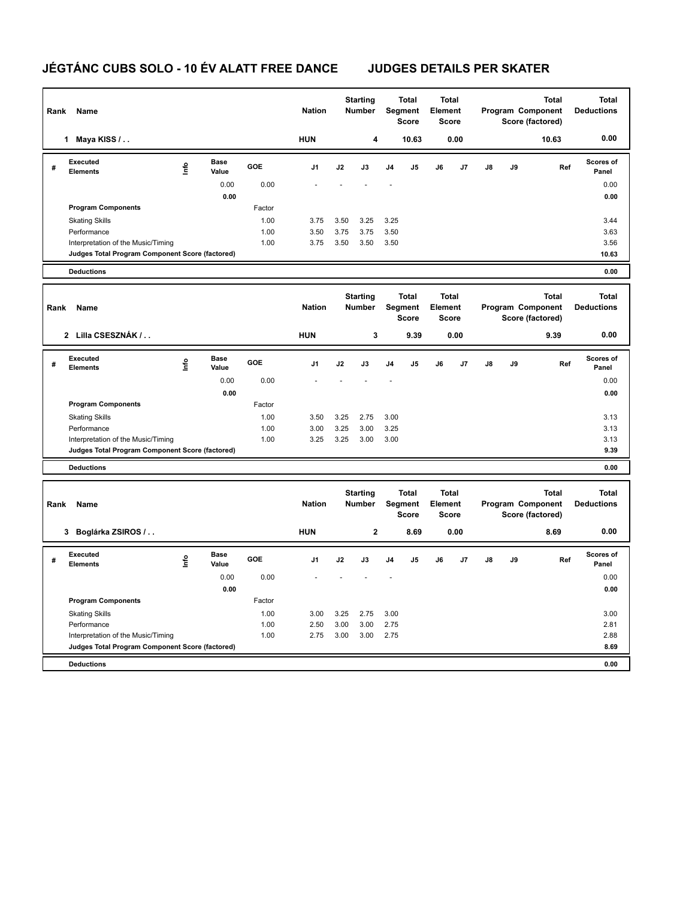# JÉGTÁNC CUBS SOLO - 10 ÉV ALATT FREE DANCE JUDGES DETAILS PER SKATER

| Rank | Name | Nation | Starting Number | Total Segment Score | Total Element Score | Total Program Component Score (factored) | Total Deductions |
|---|---|---|---|---|---|---|---|
| 1 | Maya KISS / . . | HUN | 4 | 10.63 | 0.00 | 10.63 | 0.00 |

| # | Executed Elements | Info | Base Value | GOE | J1 | J2 | J3 | J4 | J5 | J6 | J7 | J8 | J9 | Ref | Scores of Panel |
|---|---|---|---|---|---|---|---|---|---|---|---|---|---|---|---|
| | | | 0.00 | 0.00 | - | - | - | - | | | | | | | 0.00 |
| | | | 0.00 | | | | | | | | | | | | 0.00 |
| | Program Components | | | Factor | | | | | | | | | | | |
| | Skating Skills | | | 1.00 | 3.75 | 3.50 | 3.25 | 3.25 | | | | | | | 3.44 |
| | Performance | | | 1.00 | 3.50 | 3.75 | 3.75 | 3.50 | | | | | | | 3.63 |
| | Interpretation of the Music/Timing | | | 1.00 | 3.75 | 3.50 | 3.50 | 3.50 | | | | | | | 3.56 |
| | Judges Total Program Component Score (factored) | | | | | | | | | | | | | | 10.63 |
| | Deductions | | | | | | | | | | | | | | 0.00 |

| Rank | Name | Nation | Starting Number | Total Segment Score | Total Element Score | Total Program Component Score (factored) | Total Deductions |
|---|---|---|---|---|---|---|---|
| 2 | Lilla CSESZNÁK / . . | HUN | 3 | 9.39 | 0.00 | 9.39 | 0.00 |

| # | Executed Elements | Info | Base Value | GOE | J1 | J2 | J3 | J4 | J5 | J6 | J7 | J8 | J9 | Ref | Scores of Panel |
|---|---|---|---|---|---|---|---|---|---|---|---|---|---|---|---|
| | | | 0.00 | 0.00 | - | - | - | - | | | | | | | 0.00 |
| | | | 0.00 | | | | | | | | | | | | 0.00 |
| | Program Components | | | Factor | | | | | | | | | | | |
| | Skating Skills | | | 1.00 | 3.50 | 3.25 | 2.75 | 3.00 | | | | | | | 3.13 |
| | Performance | | | 1.00 | 3.00 | 3.25 | 3.00 | 3.25 | | | | | | | 3.13 |
| | Interpretation of the Music/Timing | | | 1.00 | 3.25 | 3.25 | 3.00 | 3.00 | | | | | | | 3.13 |
| | Judges Total Program Component Score (factored) | | | | | | | | | | | | | | 9.39 |
| | Deductions | | | | | | | | | | | | | | 0.00 |

| Rank | Name | Nation | Starting Number | Total Segment Score | Total Element Score | Total Program Component Score (factored) | Total Deductions |
|---|---|---|---|---|---|---|---|
| 3 | Boglárka ZSIROS / . . | HUN | 2 | 8.69 | 0.00 | 8.69 | 0.00 |

| # | Executed Elements | Info | Base Value | GOE | J1 | J2 | J3 | J4 | J5 | J6 | J7 | J8 | J9 | Ref | Scores of Panel |
|---|---|---|---|---|---|---|---|---|---|---|---|---|---|---|---|
| | | | 0.00 | 0.00 | - | - | - | - | | | | | | | 0.00 |
| | | | 0.00 | | | | | | | | | | | | 0.00 |
| | Program Components | | | Factor | | | | | | | | | | | |
| | Skating Skills | | | 1.00 | 3.00 | 3.25 | 2.75 | 3.00 | | | | | | | 3.00 |
| | Performance | | | 1.00 | 2.50 | 3.00 | 3.00 | 2.75 | | | | | | | 2.81 |
| | Interpretation of the Music/Timing | | | 1.00 | 2.75 | 3.00 | 3.00 | 2.75 | | | | | | | 2.88 |
| | Judges Total Program Component Score (factored) | | | | | | | | | | | | | | 8.69 |
| | Deductions | | | | | | | | | | | | | | 0.00 |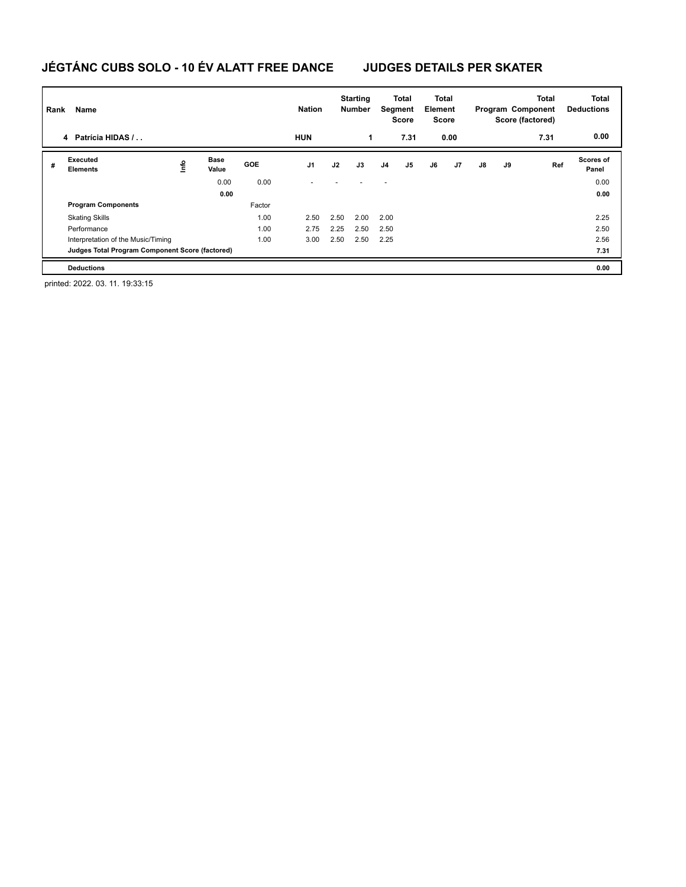# JÉGTÁNC CUBS SOLO - 10 ÉV ALATT FREE DANCE JUDGES DETAILS PER SKATER

| Rank | Name | Nation | Starting Number | Total Segment Score | Total Element Score | Total Program Component Score (factored) | Total Deductions |
|---|---|---|---|---|---|---|---|
| 4 | Patrícia HIDAS / . . | HUN | 1 | 7.31 | 0.00 | 7.31 | 0.00 |

| # | Executed Elements | Info | Base Value | GOE | J1 | J2 | J3 | J4 | J5 | J6 | J7 | J8 | J9 | Ref | Scores of Panel |
|---|---|---|---|---|---|---|---|---|---|---|---|---|---|---|---|
| | | | 0.00 | 0.00 | - | - | - | - | | | | | | | 0.00 |
| | | | **0.00** | | | | | | | | | | | | **0.00** |
| | **Program Components** | | | Factor | | | | | | | | | | | |
| | Skating Skills | | | 1.00 | 2.50 | 2.50 | 2.00 | 2.00 | | | | | | | 2.25 |
| | Performance | | | 1.00 | 2.75 | 2.25 | 2.50 | 2.50 | | | | | | | 2.50 |
| | Interpretation of the Music/Timing | | | 1.00 | 3.00 | 2.50 | 2.50 | 2.25 | | | | | | | 2.56 |
| | **Judges Total Program Component Score (factored)** | | | | | | | | | | | | | | **7.31** |
| | **Deductions** | | | | | | | | | | | | | | **0.00** |

printed: 2022. 03. 11. 19:33:15